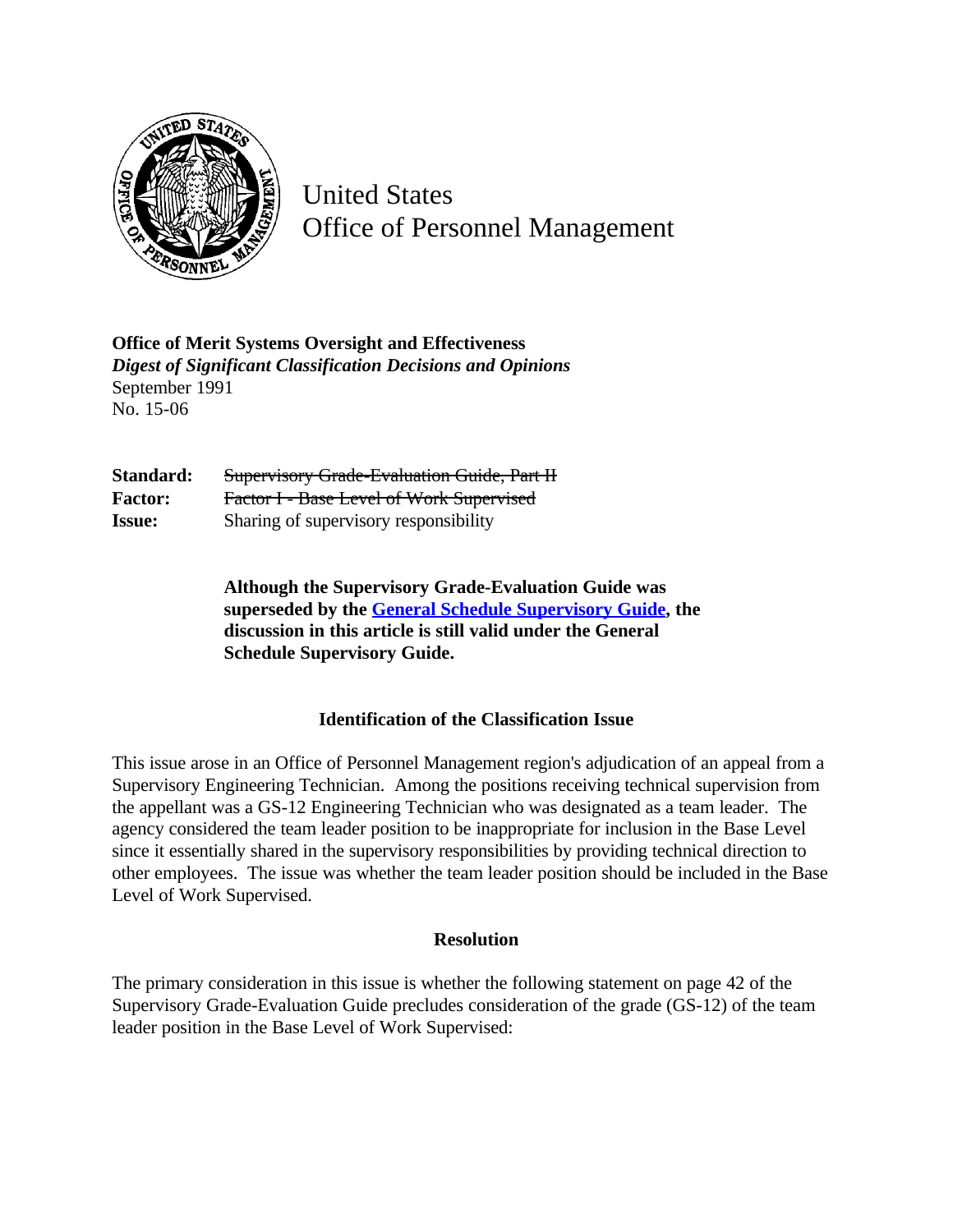United States
Office of Personnel Management

**Office of Merit Systems Oversight and Effectiveness**
***Digest of Significant Classification Decisions and Opinions***
September 1991
No. 15-06

**Standard:** ~~Supervisory Grade-Evaluation Guide, Part II~~
**Factor:** ~~Factor I - Base Level of Work Supervised~~
**Issue:** Sharing of supervisory responsibility

> **Although the Supervisory Grade-Evaluation Guide was superseded by the General Schedule Supervisory Guide, the discussion in this article is still valid under the General Schedule Supervisory Guide.**

### Identification of the Classification Issue

This issue arose in an Office of Personnel Management region's adjudication of an appeal from a Supervisory Engineering Technician. Among the positions receiving technical supervision from the appellant was a GS-12 Engineering Technician who was designated as a team leader. The agency considered the team leader position to be inappropriate for inclusion in the Base Level since it essentially shared in the supervisory responsibilities by providing technical direction to other employees. The issue was whether the team leader position should be included in the Base Level of Work Supervised.

### Resolution

The primary consideration in this issue is whether the following statement on page 42 of the Supervisory Grade-Evaluation Guide precludes consideration of the grade (GS-12) of the team leader position in the Base Level of Work Supervised: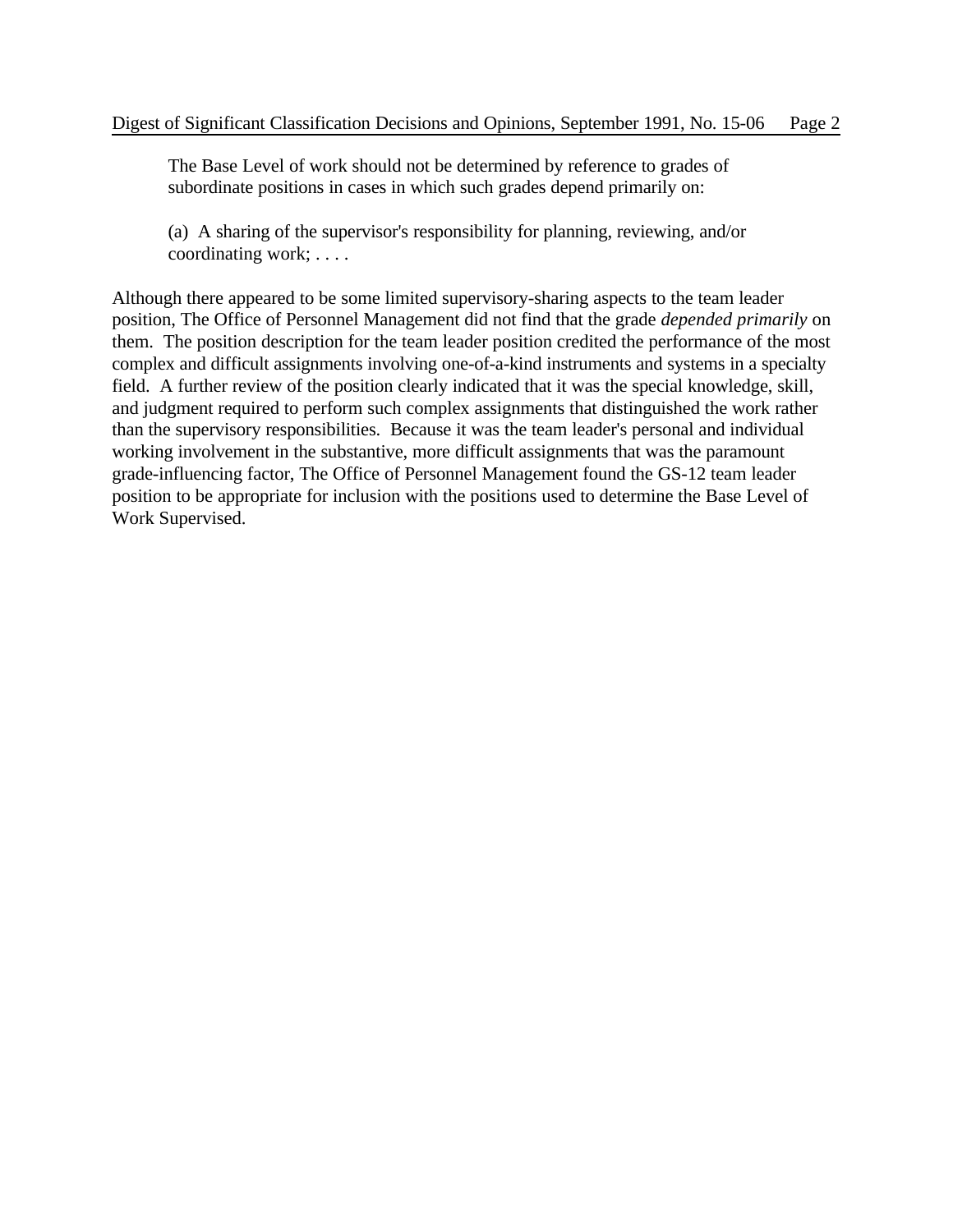> The Base Level of work should not be determined by reference to grades of subordinate positions in cases in which such grades depend primarily on:
>
> (a) A sharing of the supervisor's responsibility for planning, reviewing, and/or coordinating work; . . . .

Although there appeared to be some limited supervisory-sharing aspects to the team leader position, The Office of Personnel Management did not find that the grade *depended primarily* on them. The position description for the team leader position credited the performance of the most complex and difficult assignments involving one-of-a-kind instruments and systems in a specialty field. A further review of the position clearly indicated that it was the special knowledge, skill, and judgment required to perform such complex assignments that distinguished the work rather than the supervisory responsibilities. Because it was the team leader's personal and individual working involvement in the substantive, more difficult assignments that was the paramount grade-influencing factor, The Office of Personnel Management found the GS-12 team leader position to be appropriate for inclusion with the positions used to determine the Base Level of Work Supervised.